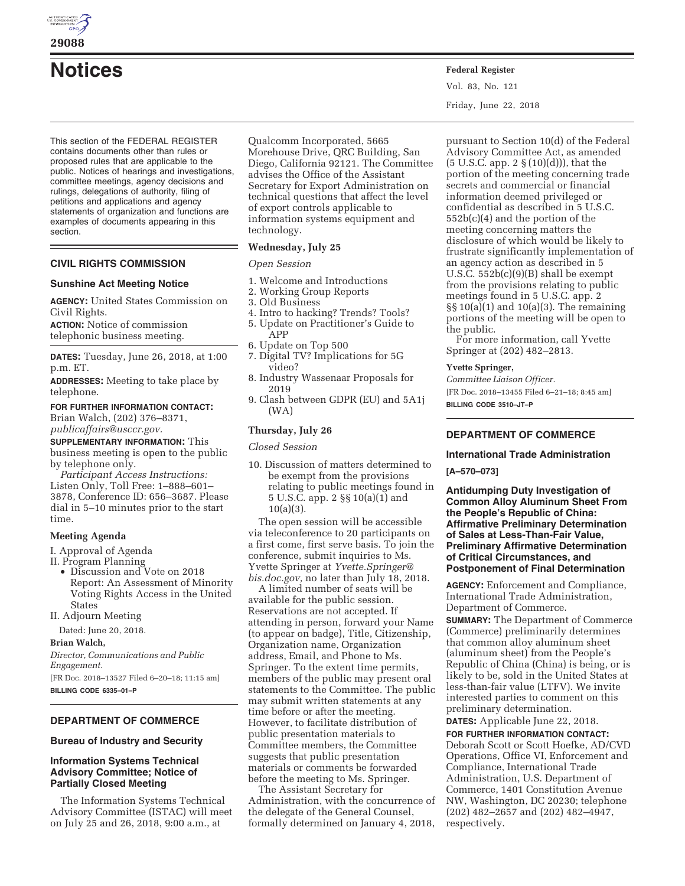# Notices

Federal Register

Vol. 83, No. 121

Friday, June 22, 2018

This section of the FEDERAL REGISTER contains documents other than rules or proposed rules that are applicable to the public. Notices of hearings and investigations, committee meetings, agency decisions and rulings, delegations of authority, filing of petitions and applications and agency statements of organization and functions are examples of documents appearing in this section.

## CIVIL RIGHTS COMMISSION

### Sunshine Act Meeting Notice

**AGENCY:** United States Commission on Civil Rights.

**ACTION:** Notice of commission telephonic business meeting.

**DATES:** Tuesday, June 26, 2018, at 1:00 p.m. ET.

**ADDRESSES:** Meeting to take place by telephone.

**FOR FURTHER INFORMATION CONTACT:** Brian Walch, (202) 376–8371, *publicaffairs@usccr.gov.*

**SUPPLEMENTARY INFORMATION:** This business meeting is open to the public by telephone only.

*Participant Access Instructions:* Listen Only, Toll Free: 1–888–601–3878, Conference ID: 656–3687. Please dial in 5–10 minutes prior to the start time.

### Meeting Agenda

I. Approval of Agenda

II. Program Planning

- Discussion and Vote on 2018 Report: An Assessment of Minority Voting Rights Access in the United States

II. Adjourn Meeting

Dated: June 20, 2018.

**Brian Walch,**

*Director, Communications and Public Engagement.*

[FR Doc. 2018–13527 Filed 6–20–18; 11:15 am]

**BILLING CODE 6335–01–P**

## DEPARTMENT OF COMMERCE

### Bureau of Industry and Security

### Information Systems Technical Advisory Committee; Notice of Partially Closed Meeting

The Information Systems Technical Advisory Committee (ISTAC) will meet on July 25 and 26, 2018, 9:00 a.m., at Qualcomm Incorporated, 5665 Morehouse Drive, QRC Building, San Diego, California 92121. The Committee advises the Office of the Assistant Secretary for Export Administration on technical questions that affect the level of export controls applicable to information systems equipment and technology.

#### Wednesday, July 25

*Open Session*

1. Welcome and Introductions
2. Working Group Reports
3. Old Business
4. Intro to hacking? Trends? Tools?
5. Update on Practitioner's Guide to APP
6. Update on Top 500
7. Digital TV? Implications for 5G video?
8. Industry Wassenaar Proposals for 2019
9. Clash between GDPR (EU) and 5A1j (WA)

#### Thursday, July 26

*Closed Session*

10. Discussion of matters determined to be exempt from the provisions relating to public meetings found in 5 U.S.C. app. 2 §§ 10(a)(1) and 10(a)(3).

The open session will be accessible via teleconference to 20 participants on a first come, first serve basis. To join the conference, submit inquiries to Ms. Yvette Springer at *Yvette.Springer@bis.doc.gov,* no later than July 18, 2018.

A limited number of seats will be available for the public session. Reservations are not accepted. If attending in person, forward your Name (to appear on badge), Title, Citizenship, Organization name, Organization address, Email, and Phone to Ms. Springer. To the extent time permits, members of the public may present oral statements to the Committee. The public may submit written statements at any time before or after the meeting. However, to facilitate distribution of public presentation materials to Committee members, the Committee suggests that public presentation materials or comments be forwarded before the meeting to Ms. Springer.

The Assistant Secretary for Administration, with the concurrence of the delegate of the General Counsel, formally determined on January 4, 2018, pursuant to Section 10(d) of the Federal Advisory Committee Act, as amended (5 U.S.C. app. 2 § (10)(d))), that the portion of the meeting concerning trade secrets and commercial or financial information deemed privileged or confidential as described in 5 U.S.C. 552b(c)(4) and the portion of the meeting concerning matters the disclosure of which would be likely to frustrate significantly implementation of an agency action as described in 5 U.S.C. 552b(c)(9)(B) shall be exempt from the provisions relating to public meetings found in 5 U.S.C. app. 2 §§ 10(a)(1) and 10(a)(3). The remaining portions of the meeting will be open to the public.

For more information, call Yvette Springer at (202) 482–2813.

**Yvette Springer,**

*Committee Liaison Officer.*

[FR Doc. 2018–13455 Filed 6–21–18; 8:45 am]

**BILLING CODE 3510–JT–P**

## DEPARTMENT OF COMMERCE

### International Trade Administration

**[A–570–073]**

### Antidumping Duty Investigation of Common Alloy Aluminum Sheet From the People's Republic of China: Affirmative Preliminary Determination of Sales at Less-Than-Fair Value, Preliminary Affirmative Determination of Critical Circumstances, and Postponement of Final Determination

**AGENCY:** Enforcement and Compliance, International Trade Administration, Department of Commerce.

**SUMMARY:** The Department of Commerce (Commerce) preliminarily determines that common alloy aluminum sheet (aluminum sheet) from the People's Republic of China (China) is being, or is likely to be, sold in the United States at less-than-fair value (LTFV). We invite interested parties to comment on this preliminary determination.

**DATES:** Applicable June 22, 2018.

**FOR FURTHER INFORMATION CONTACT:** Deborah Scott or Scott Hoefke, AD/CVD Operations, Office VI, Enforcement and Compliance, International Trade Administration, U.S. Department of Commerce, 1401 Constitution Avenue NW, Washington, DC 20230; telephone (202) 482–2657 and (202) 482–4947, respectively.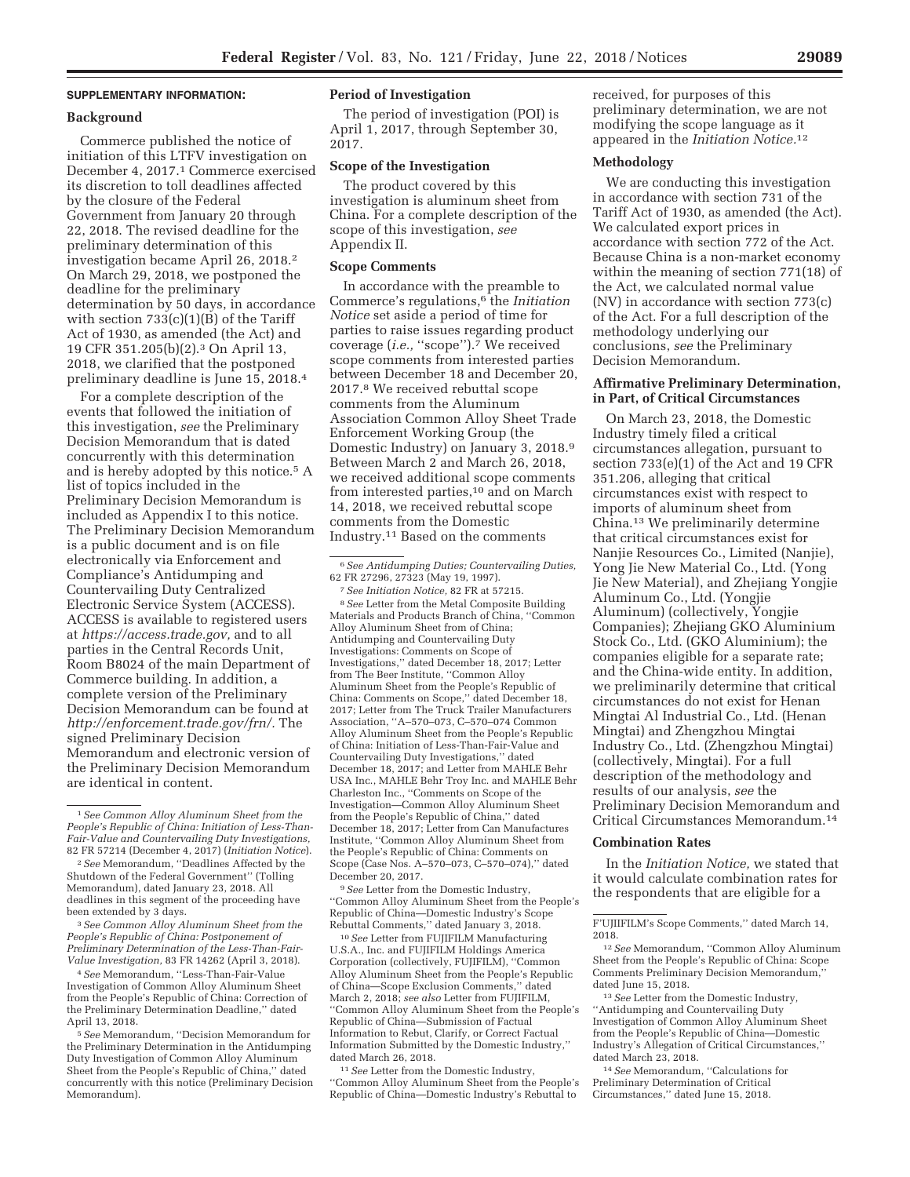## SUPPLEMENTARY INFORMATION:

### Background

Commerce published the notice of initiation of this LTFV investigation on December 4, 2017.[1] Commerce exercised its discretion to toll deadlines affected by the closure of the Federal Government from January 20 through 22, 2018. The revised deadline for the preliminary determination of this investigation became April 26, 2018.[2] On March 29, 2018, we postponed the deadline for the preliminary determination by 50 days, in accordance with section 733(c)(1)(B) of the Tariff Act of 1930, as amended (the Act) and 19 CFR 351.205(b)(2).[3] On April 13, 2018, we clarified that the postponed preliminary deadline is June 15, 2018.[4]

For a complete description of the events that followed the initiation of this investigation, *see* the Preliminary Decision Memorandum that is dated concurrently with this determination and is hereby adopted by this notice.[5] A list of topics included in the Preliminary Decision Memorandum is included as Appendix I to this notice. The Preliminary Decision Memorandum is a public document and is on file electronically via Enforcement and Compliance's Antidumping and Countervailing Duty Centralized Electronic Service System (ACCESS). ACCESS is available to registered users at *https://access.trade.gov,* and to all parties in the Central Records Unit, Room B8024 of the main Department of Commerce building. In addition, a complete version of the Preliminary Decision Memorandum can be found at *http://enforcement.trade.gov/frn/.* The signed Preliminary Decision Memorandum and electronic version of the Preliminary Decision Memorandum are identical in content.

### Period of Investigation

The period of investigation (POI) is April 1, 2017, through September 30, 2017.

### Scope of the Investigation

The product covered by this investigation is aluminum sheet from China. For a complete description of the scope of this investigation, *see* Appendix II.

### Scope Comments

In accordance with the preamble to Commerce's regulations,[6] the *Initiation Notice* set aside a period of time for parties to raise issues regarding product coverage (*i.e.,* "scope").[7] We received scope comments from interested parties between December 18 and December 20, 2017.[8] We received rebuttal scope comments from the Aluminum Association Common Alloy Sheet Trade Enforcement Working Group (the Domestic Industry) on January 3, 2018.[9] Between March 2 and March 26, 2018, we received additional scope comments from interested parties,[10] and on March 14, 2018, we received rebuttal scope comments from the Domestic Industry.[11] Based on the comments received, for purposes of this preliminary determination, we are not modifying the scope language as it appeared in the *Initiation Notice.*[12]

### Methodology

We are conducting this investigation in accordance with section 731 of the Tariff Act of 1930, as amended (the Act). We calculated export prices in accordance with section 772 of the Act. Because China is a non-market economy within the meaning of section 771(18) of the Act, we calculated normal value (NV) in accordance with section 773(c) of the Act. For a full description of the methodology underlying our conclusions, *see* the Preliminary Decision Memorandum.

### Affirmative Preliminary Determination, in Part, of Critical Circumstances

On March 23, 2018, the Domestic Industry timely filed a critical circumstances allegation, pursuant to section 733(e)(1) of the Act and 19 CFR 351.206, alleging that critical circumstances exist with respect to imports of aluminum sheet from China.[13] We preliminarily determine that critical circumstances exist for Nanjie Resources Co., Limited (Nanjie), Yong Jie New Material Co., Ltd. (Yong Jie New Material), and Zhejiang Yongjie Aluminum Co., Ltd. (Yongjie Aluminum) (collectively, Yongjie Companies); Zhejiang GKO Aluminium Stock Co., Ltd. (GKO Aluminium); the companies eligible for a separate rate; and the China-wide entity. In addition, we preliminarily determine that critical circumstances do not exist for Henan Mingtai Al Industrial Co., Ltd. (Henan Mingtai) and Zhengzhou Mingtai Industry Co., Ltd. (Zhengzhou Mingtai) (collectively, Mingtai). For a full description of the methodology and results of our analysis, *see* the Preliminary Decision Memorandum and Critical Circumstances Memorandum.[14]

### Combination Rates

In the *Initiation Notice,* we stated that it would calculate combination rates for the respondents that are eligible for a

---

[1] *See Common Alloy Aluminum Sheet from the People's Republic of China: Initiation of Less-Than-Fair-Value and Countervailing Duty Investigations,* 82 FR 57214 (December 4, 2017) (*Initiation Notice*).

[2] *See* Memorandum, "Deadlines Affected by the Shutdown of the Federal Government" (Tolling Memorandum), dated January 23, 2018. All deadlines in this segment of the proceeding have been extended by 3 days.

[3] *See Common Alloy Aluminum Sheet from the People's Republic of China: Postponement of Preliminary Determination of the Less-Than-Fair-Value Investigation,* 83 FR 14262 (April 3, 2018).

[4] *See* Memorandum, "Less-Than-Fair-Value Investigation of Common Alloy Aluminum Sheet from the People's Republic of China: Correction of the Preliminary Determination Deadline," dated April 13, 2018.

[5] *See* Memorandum, "Decision Memorandum for the Preliminary Determination in the Antidumping Duty Investigation of Common Alloy Aluminum Sheet from the People's Republic of China," dated concurrently with this notice (Preliminary Decision Memorandum).

[6] *See Antidumping Duties; Countervailing Duties,* 62 FR 27296, 27323 (May 19, 1997).

[7] *See Initiation Notice,* 82 FR at 57215.

[8] *See* Letter from the Metal Composite Building Materials and Products Branch of China, "Common Alloy Aluminum Sheet from China; Antidumping and Countervailing Duty Investigations: Comments on Scope of Investigations," dated December 18, 2017; Letter from The Beer Institute, "Common Alloy Aluminum Sheet from the People's Republic of China: Comments on Scope," dated December 18, 2017; Letter from The Truck Trailer Manufacturers Association, "A–570–073, C–570–074 Common Alloy Aluminum Sheet from the People's Republic of China: Initiation of Less-Than-Fair-Value and Countervailing Duty Investigations," dated December 18, 2017; and Letter from MAHLE Behr USA Inc., MAHLE Behr Troy Inc. and MAHLE Behr Charleston Inc., "Comments on Scope of the Investigation—Common Alloy Aluminum Sheet from the People's Republic of China," dated December 18, 2017; Letter from Can Manufactures Institute, "Common Alloy Aluminum Sheet from the People's Republic of China: Comments on Scope (Case Nos. A–570–073, C–570–074)," dated December 20, 2017.

[9] *See* Letter from the Domestic Industry, "Common Alloy Aluminum Sheet from the People's Republic of China—Domestic Industry's Scope Rebuttal Comments," dated January 3, 2018.

[10] *See* Letter from FUJIFILM Manufacturing U.S.A., Inc. and FUJIFILM Holdings America Corporation (collectively, FUJIFILM), "Common Alloy Aluminum Sheet from the People's Republic of China—Scope Exclusion Comments," dated March 2, 2018; *see also* Letter from FUJIFILM, "Common Alloy Aluminum Sheet from the People's Republic of China—Submission of Factual Information to Rebut, Clarify, or Correct Factual Information Submitted by the Domestic Industry," dated March 26, 2018.

[11] *See* Letter from the Domestic Industry, "Common Alloy Aluminum Sheet from the People's Republic of China—Domestic Industry's Rebuttal to F'UJIIFILM's Scope Comments," dated March 14, 2018.

[12] *See* Memorandum, "Common Alloy Aluminum Sheet from the People's Republic of China: Scope Comments Preliminary Decision Memorandum," dated June 15, 2018.

[13] *See* Letter from the Domestic Industry, "Antidumping and Countervailing Duty Investigation of Common Alloy Aluminum Sheet from the People's Republic of China—Domestic Industry's Allegation of Critical Circumstances," dated March 23, 2018.

[14] *See* Memorandum, "Calculations for Preliminary Determination of Critical Circumstances," dated June 15, 2018.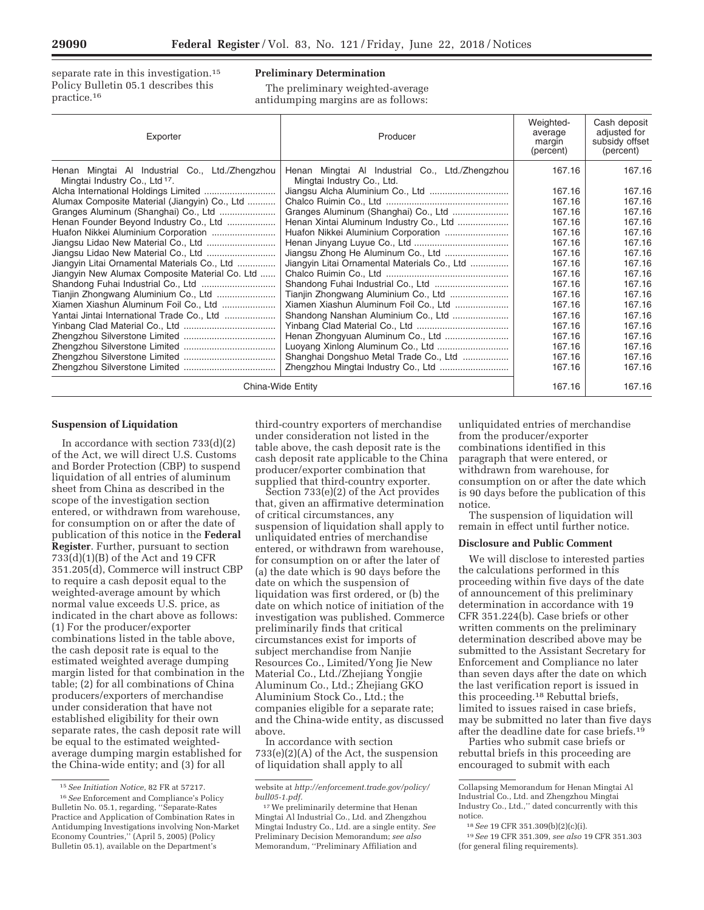separate rate in this investigation.[15] Policy Bulletin 05.1 describes this practice.[16]

## Preliminary Determination

The preliminary weighted-average antidumping margins are as follows:

| Exporter | Producer | Weighted-average margin (percent) | Cash deposit adjusted for subsidy offset (percent) |
|---|---|---|---|
| Henan Mingtai Al Industrial Co., Ltd./Zhengzhou Mingtai Industry Co., Ltd [17]. | Henan Mingtai Al Industrial Co., Ltd./Zhengzhou Mingtai Industry Co., Ltd. | 167.16 | 167.16 |
| Alcha International Holdings Limited | Jiangsu Alcha Aluminium Co., Ltd | 167.16 | 167.16 |
| Alumax Composite Material (Jiangyin) Co., Ltd | Chalco Ruimin Co., Ltd | 167.16 | 167.16 |
| Granges Aluminum (Shanghai) Co., Ltd | Granges Aluminum (Shanghai) Co., Ltd | 167.16 | 167.16 |
| Henan Founder Beyond Industry Co., Ltd | Henan Xintai Aluminum Industry Co., Ltd | 167.16 | 167.16 |
| Huafon Nikkei Aluminium Corporation | Huafon Nikkei Aluminium Corporation | 167.16 | 167.16 |
| Jiangsu Lidao New Material Co., Ltd | Henan Jinyang Luyue Co., Ltd | 167.16 | 167.16 |
| Jiangsu Lidao New Material Co., Ltd | Jiangsu Zhong He Aluminum Co., Ltd | 167.16 | 167.16 |
| Jiangyin Litai Ornamental Materials Co., Ltd | Jiangyin Litai Ornamental Materials Co., Ltd | 167.16 | 167.16 |
| Jiangyin New Alumax Composite Material Co. Ltd | Chalco Ruimin Co., Ltd | 167.16 | 167.16 |
| Shandong Fuhai Industrial Co., Ltd | Shandong Fuhai Industrial Co., Ltd | 167.16 | 167.16 |
| Tianjin Zhongwang Aluminium Co., Ltd | Tianjin Zhongwang Aluminium Co., Ltd | 167.16 | 167.16 |
| Xiamen Xiashun Aluminum Foil Co., Ltd | Xiamen Xiashun Aluminum Foil Co., Ltd | 167.16 | 167.16 |
| Yantai Jintai International Trade Co., Ltd | Shandong Nanshan Aluminium Co., Ltd | 167.16 | 167.16 |
| Yinbang Clad Material Co., Ltd | Yinbang Clad Material Co., Ltd | 167.16 | 167.16 |
| Zhengzhou Silverstone Limited | Henan Zhongyuan Aluminum Co., Ltd | 167.16 | 167.16 |
| Zhengzhou Silverstone Limited | Luoyang Xinlong Aluminum Co., Ltd | 167.16 | 167.16 |
| Zhengzhou Silverstone Limited | Shanghai Dongshuo Metal Trade Co., Ltd | 167.16 | 167.16 |
| Zhengzhou Silverstone Limited | Zhengzhou Mingtai Industry Co., Ltd | 167.16 | 167.16 |
| China-Wide Entity | | 167.16 | 167.16 |

## Suspension of Liquidation

In accordance with section 733(d)(2) of the Act, we will direct U.S. Customs and Border Protection (CBP) to suspend liquidation of all entries of aluminum sheet from China as described in the scope of the investigation section entered, or withdrawn from warehouse, for consumption on or after the date of publication of this notice in the **Federal Register**. Further, pursuant to section 733(d)(1)(B) of the Act and 19 CFR 351.205(d), Commerce will instruct CBP to require a cash deposit equal to the weighted-average amount by which normal value exceeds U.S. price, as indicated in the chart above as follows: (1) For the producer/exporter combinations listed in the table above, the cash deposit rate is equal to the estimated weighted average dumping margin listed for that combination in the table; (2) for all combinations of China producers/exporters of merchandise under consideration that have not established eligibility for their own separate rates, the cash deposit rate will be equal to the estimated weighted-average dumping margin established for the China-wide entity; and (3) for all third-country exporters of merchandise under consideration not listed in the table above, the cash deposit rate is the cash deposit rate applicable to the China producer/exporter combination that supplied that third-country exporter.

Section 733(e)(2) of the Act provides that, given an affirmative determination of critical circumstances, any suspension of liquidation shall apply to unliquidated entries of merchandise entered, or withdrawn from warehouse, for consumption on or after the later of (a) the date which is 90 days before the date on which the suspension of liquidation was first ordered, or (b) the date on which notice of initiation of the investigation was published. Commerce preliminarily finds that critical circumstances exist for imports of subject merchandise from Nanjie Resources Co., Limited/Yong Jie New Material Co., Ltd./Zhejiang Yongjie Aluminum Co., Ltd.; Zhejiang GKO Aluminium Stock Co., Ltd.; the companies eligible for a separate rate; and the China-wide entity, as discussed above.

In accordance with section 733(e)(2)(A) of the Act, the suspension of liquidation shall apply to all unliquidated entries of merchandise from the producer/exporter combinations identified in this paragraph that were entered, or withdrawn from warehouse, for consumption on or after the date which is 90 days before the publication of this notice.

The suspension of liquidation will remain in effect until further notice.

## Disclosure and Public Comment

We will disclose to interested parties the calculations performed in this proceeding within five days of the date of announcement of this preliminary determination in accordance with 19 CFR 351.224(b). Case briefs or other written comments on the preliminary determination described above may be submitted to the Assistant Secretary for Enforcement and Compliance no later than seven days after the date on which the last verification report is issued in this proceeding.[18] Rebuttal briefs, limited to issues raised in case briefs, may be submitted no later than five days after the deadline date for case briefs.[19]

Parties who submit case briefs or rebuttal briefs in this proceeding are encouraged to submit with each

---

[15] *See Initiation Notice,* 82 FR at 57217.

[16] *See* Enforcement and Compliance's Policy Bulletin No. 05.1, regarding, "Separate-Rates Practice and Application of Combination Rates in Antidumping Investigations involving Non-Market Economy Countries," (April 5, 2005) (Policy Bulletin 05.1), available on the Department's website at *http://enforcement.trade.gov/policy/bull05-1.pdf.*

[17] We preliminarily determine that Henan Mingtai Al Industrial Co., Ltd. and Zhengzhou Mingtai Industry Co., Ltd. are a single entity. *See* Preliminary Decision Memorandum; *see also* Memorandum, "Preliminary Affiliation and Collapsing Memorandum for Henan Mingtai Al Industrial Co., Ltd. and Zhengzhou Mingtai Industry Co., Ltd.," dated concurrently with this notice.

[18] *See* 19 CFR 351.309(b)(2)(c)(i).

[19] *See* 19 CFR 351.309, *see also* 19 CFR 351.303 (for general filing requirements).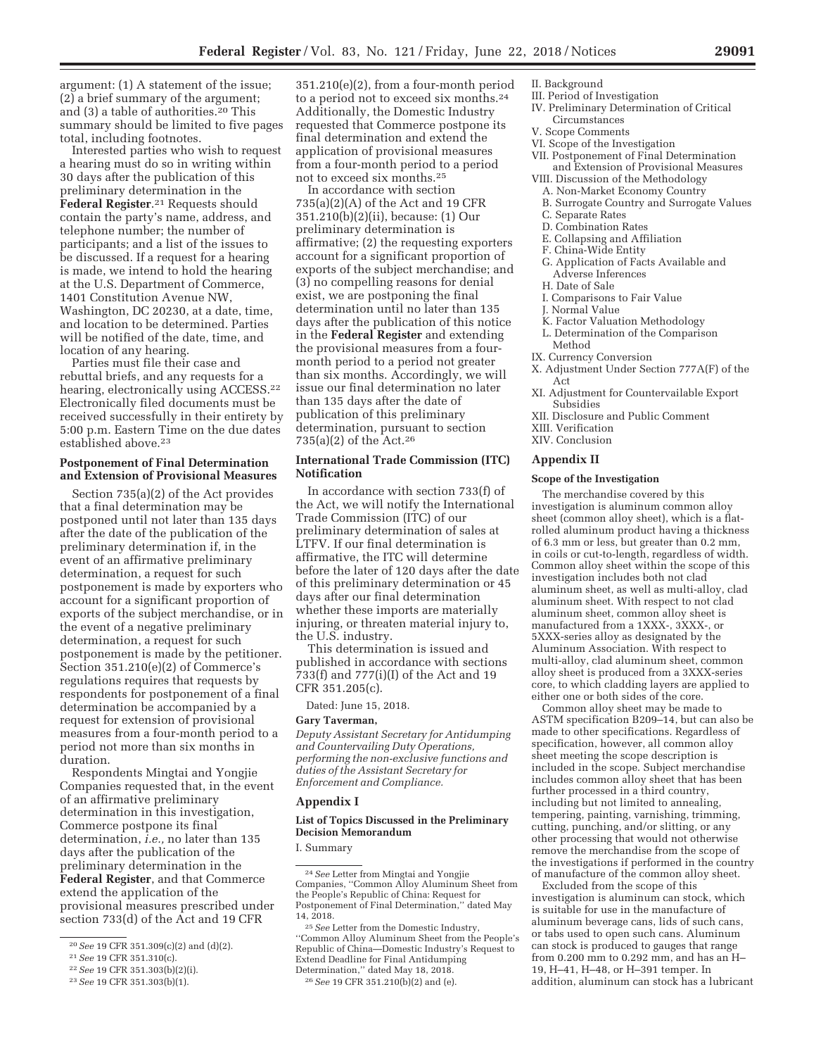argument: (1) A statement of the issue; (2) a brief summary of the argument; and (3) a table of authorities.[20] This summary should be limited to five pages total, including footnotes.

Interested parties who wish to request a hearing must do so in writing within 30 days after the publication of this preliminary determination in the **Federal Register**.[21] Requests should contain the party's name, address, and telephone number; the number of participants; and a list of the issues to be discussed. If a request for a hearing is made, we intend to hold the hearing at the U.S. Department of Commerce, 1401 Constitution Avenue NW, Washington, DC 20230, at a date, time, and location to be determined. Parties will be notified of the date, time, and location of any hearing.

Parties must file their case and rebuttal briefs, and any requests for a hearing, electronically using ACCESS.[22] Electronically filed documents must be received successfully in their entirety by 5:00 p.m. Eastern Time on the due dates established above.[23]

### Postponement of Final Determination and Extension of Provisional Measures

Section 735(a)(2) of the Act provides that a final determination may be postponed until not later than 135 days after the date of the publication of the preliminary determination if, in the event of an affirmative preliminary determination, a request for such postponement is made by exporters who account for a significant proportion of exports of the subject merchandise, or in the event of a negative preliminary determination, a request for such postponement is made by the petitioner. Section 351.210(e)(2) of Commerce's regulations requires that requests by respondents for postponement of a final determination be accompanied by a request for extension of provisional measures from a four-month period to a period not more than six months in duration.

Respondents Mingtai and Yongjie Companies requested that, in the event of an affirmative preliminary determination in this investigation, Commerce postpone its final determination, *i.e.,* no later than 135 days after the publication of the preliminary determination in the **Federal Register**, and that Commerce extend the application of the provisional measures prescribed under section 733(d) of the Act and 19 CFR 351.210(e)(2), from a four-month period to a period not to exceed six months.[24] Additionally, the Domestic Industry requested that Commerce postpone its final determination and extend the application of provisional measures from a four-month period to a period not to exceed six months.[25]

In accordance with section 735(a)(2)(A) of the Act and 19 CFR 351.210(b)(2)(ii), because: (1) Our preliminary determination is affirmative; (2) the requesting exporters account for a significant proportion of exports of the subject merchandise; and (3) no compelling reasons for denial exist, we are postponing the final determination until no later than 135 days after the publication of this notice in the **Federal Register** and extending the provisional measures from a four-month period to a period not greater than six months. Accordingly, we will issue our final determination no later than 135 days after the date of publication of this preliminary determination, pursuant to section 735(a)(2) of the Act.[26]

### International Trade Commission (ITC) Notification

In accordance with section 733(f) of the Act, we will notify the International Trade Commission (ITC) of our preliminary determination of sales at LTFV. If our final determination is affirmative, the ITC will determine before the later of 120 days after the date of this preliminary determination or 45 days after our final determination whether these imports are materially injuring, or threaten material injury to, the U.S. industry.

This determination is issued and published in accordance with sections 733(f) and 777(i)(I) of the Act and 19 CFR 351.205(c).

Dated: June 15, 2018.

**Gary Taverman,**

*Deputy Assistant Secretary for Antidumping and Countervailing Duty Operations, performing the non-exclusive functions and duties of the Assistant Secretary for Enforcement and Compliance.*

## Appendix I

### List of Topics Discussed in the Preliminary Decision Memorandum

I. Summary
II. Background
III. Period of Investigation
IV. Preliminary Determination of Critical Circumstances
V. Scope Comments
VI. Scope of the Investigation
VII. Postponement of Final Determination and Extension of Provisional Measures
VIII. Discussion of the Methodology
  A. Non-Market Economy Country
  B. Surrogate Country and Surrogate Values
  C. Separate Rates
  D. Combination Rates
  E. Collapsing and Affiliation
  F. China-Wide Entity
  G. Application of Facts Available and Adverse Inferences
  H. Date of Sale
  I. Comparisons to Fair Value
  J. Normal Value
  K. Factor Valuation Methodology
  L. Determination of the Comparison Method
IX. Currency Conversion
X. Adjustment Under Section 777A(F) of the Act
XI. Adjustment for Countervailable Export Subsidies
XII. Disclosure and Public Comment
XIII. Verification
XIV. Conclusion

## Appendix II

### Scope of the Investigation

The merchandise covered by this investigation is aluminum common alloy sheet (common alloy sheet), which is a flat-rolled aluminum product having a thickness of 6.3 mm or less, but greater than 0.2 mm, in coils or cut-to-length, regardless of width. Common alloy sheet within the scope of this investigation includes both not clad aluminum sheet, as well as multi-alloy, clad aluminum sheet. With respect to not clad aluminum sheet, common alloy sheet is manufactured from a 1XXX-, 3XXX-, or 5XXX-series alloy as designated by the Aluminum Association. With respect to multi-alloy, clad aluminum sheet, common alloy sheet is produced from a 3XXX-series core, to which cladding layers are applied to either one or both sides of the core.

Common alloy sheet may be made to ASTM specification B209–14, but can also be made to other specifications. Regardless of specification, however, all common alloy sheet meeting the scope description is included in the scope. Subject merchandise includes common alloy sheet that has been further processed in a third country, including but not limited to annealing, tempering, painting, varnishing, trimming, cutting, punching, and/or slitting, or any other processing that would not otherwise remove the merchandise from the scope of the investigations if performed in the country of manufacture of the common alloy sheet.

Excluded from the scope of this investigation is aluminum can stock, which is suitable for use in the manufacture of aluminum beverage cans, lids of such cans, or tabs used to open such cans. Aluminum can stock is produced to gauges that range from 0.200 mm to 0.292 mm, and has an H–19, H–41, H–48, or H–391 temper. In addition, aluminum can stock has a lubricant

---

[20] *See* 19 CFR 351.309(c)(2) and (d)(2).

[21] *See* 19 CFR 351.310(c).

[22] *See* 19 CFR 351.303(b)(2)(i).

[23] *See* 19 CFR 351.303(b)(1).

[24] *See* Letter from Mingtai and Yongjie Companies, "Common Alloy Aluminum Sheet from the People's Republic of China: Request for Postponement of Final Determination," dated May 14, 2018.

[25] *See* Letter from the Domestic Industry, "Common Alloy Aluminum Sheet from the People's Republic of China—Domestic Industry's Request to Extend Deadline for Final Antidumping Determination," dated May 18, 2018.

[26] *See* 19 CFR 351.210(b)(2) and (e).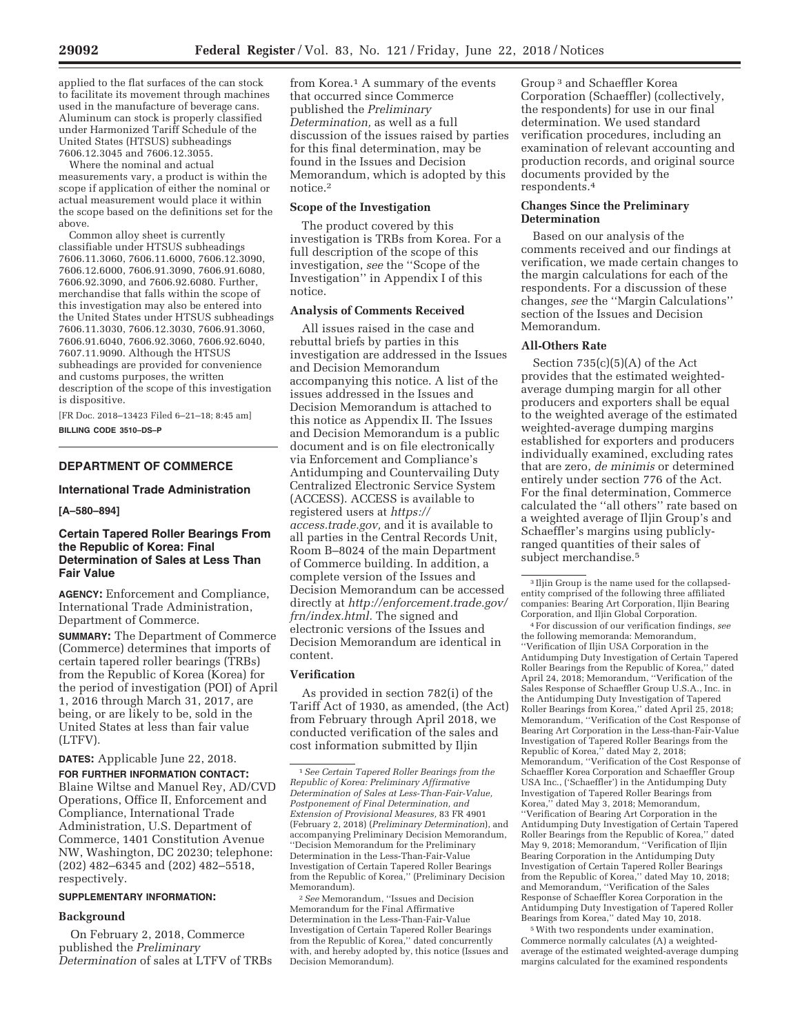applied to the flat surfaces of the can stock to facilitate its movement through machines used in the manufacture of beverage cans. Aluminum can stock is properly classified under Harmonized Tariff Schedule of the United States (HTSUS) subheadings 7606.12.3045 and 7606.12.3055.

Where the nominal and actual measurements vary, a product is within the scope if application of either the nominal or actual measurement would place it within the scope based on the definitions set for the above.

Common alloy sheet is currently classifiable under HTSUS subheadings 7606.11.3060, 7606.11.6000, 7606.12.3090, 7606.12.6000, 7606.91.3090, 7606.91.6080, 7606.92.3090, and 7606.92.6080. Further, merchandise that falls within the scope of this investigation may also be entered into the United States under HTSUS subheadings 7606.11.3030, 7606.12.3030, 7606.91.3060, 7606.91.6040, 7606.92.3060, 7606.92.6040, 7607.11.9090. Although the HTSUS subheadings are provided for convenience and customs purposes, the written description of the scope of this investigation is dispositive.

[FR Doc. 2018–13423 Filed 6–21–18; 8:45 am]

**BILLING CODE 3510–DS–P**

## DEPARTMENT OF COMMERCE

### International Trade Administration

**[A–580–894]**

### Certain Tapered Roller Bearings From the Republic of Korea: Final Determination of Sales at Less Than Fair Value

**AGENCY:** Enforcement and Compliance, International Trade Administration, Department of Commerce.

**SUMMARY:** The Department of Commerce (Commerce) determines that imports of certain tapered roller bearings (TRBs) from the Republic of Korea (Korea) for the period of investigation (POI) of April 1, 2016 through March 31, 2017, are being, or are likely to be, sold in the United States at less than fair value (LTFV).

**DATES:** Applicable June 22, 2018.

**FOR FURTHER INFORMATION CONTACT:** Blaine Wiltse and Manuel Rey, AD/CVD Operations, Office II, Enforcement and Compliance, International Trade Administration, U.S. Department of Commerce, 1401 Constitution Avenue NW, Washington, DC 20230; telephone: (202) 482–6345 and (202) 482–5518, respectively.

**SUPPLEMENTARY INFORMATION:**

#### Background

On February 2, 2018, Commerce published the *Preliminary Determination* of sales at LTFV of TRBs from Korea.[1] A summary of the events that occurred since Commerce published the *Preliminary Determination,* as well as a full discussion of the issues raised by parties for this final determination, may be found in the Issues and Decision Memorandum, which is adopted by this notice.[2]

#### Scope of the Investigation

The product covered by this investigation is TRBs from Korea. For a full description of the scope of this investigation, *see* the ''Scope of the Investigation'' in Appendix I of this notice.

#### Analysis of Comments Received

All issues raised in the case and rebuttal briefs by parties in this investigation are addressed in the Issues and Decision Memorandum accompanying this notice. A list of the issues addressed in the Issues and Decision Memorandum is attached to this notice as Appendix II. The Issues and Decision Memorandum is a public document and is on file electronically via Enforcement and Compliance's Antidumping and Countervailing Duty Centralized Electronic Service System (ACCESS). ACCESS is available to registered users at *https://access.trade.gov,* and it is available to all parties in the Central Records Unit, Room B–8024 of the main Department of Commerce building. In addition, a complete version of the Issues and Decision Memorandum can be accessed directly at *http://enforcement.trade.gov/frn/index.html.* The signed and electronic versions of the Issues and Decision Memorandum are identical in content.

#### Verification

As provided in section 782(i) of the Tariff Act of 1930, as amended, (the Act) from February through April 2018, we conducted verification of the sales and cost information submitted by Iljin Group[3] and Schaeffler Korea Corporation (Schaeffler) (collectively, the respondents) for use in our final determination. We used standard verification procedures, including an examination of relevant accounting and production records, and original source documents provided by the respondents.[4]

#### Changes Since the Preliminary Determination

Based on our analysis of the comments received and our findings at verification, we made certain changes to the margin calculations for each of the respondents. For a discussion of these changes, *see* the ''Margin Calculations'' section of the Issues and Decision Memorandum.

#### All-Others Rate

Section 735(c)(5)(A) of the Act provides that the estimated weighted-average dumping margin for all other producers and exporters shall be equal to the weighted average of the estimated weighted-average dumping margins established for exporters and producers individually examined, excluding rates that are zero, *de minimis* or determined entirely under section 776 of the Act. For the final determination, Commerce calculated the ''all others'' rate based on a weighted average of Iljin Group's and Schaeffler's margins using publicly-ranged quantities of their sales of subject merchandise.[5]

---

[1] *See Certain Tapered Roller Bearings from the Republic of Korea: Preliminary Affirmative Determination of Sales at Less-Than-Fair-Value, Postponement of Final Determination, and Extension of Provisional Measures,* 83 FR 4901 (February 2, 2018) (*Preliminary Determination*), and accompanying Preliminary Decision Memorandum, ''Decision Memorandum for the Preliminary Determination in the Less-Than-Fair-Value Investigation of Certain Tapered Roller Bearings from the Republic of Korea,'' (Preliminary Decision Memorandum).

[2] *See* Memorandum, ''Issues and Decision Memorandum for the Final Affirmative Determination in the Less-Than-Fair-Value Investigation of Certain Tapered Roller Bearings from the Republic of Korea,'' dated concurrently with, and hereby adopted by, this notice (Issues and Decision Memorandum).

[3] Iljin Group is the name used for the collapsed-entity comprised of the following three affiliated companies: Bearing Art Corporation, Iljin Bearing Corporation, and Iljin Global Corporation.

[4] For discussion of our verification findings, *see* the following memoranda: Memorandum, ''Verification of Iljin USA Corporation in the Antidumping Duty Investigation of Certain Tapered Roller Bearings from the Republic of Korea,'' dated April 24, 2018; Memorandum, ''Verification of the Sales Response of Schaeffler Group U.S.A., Inc. in the Antidumping Duty Investigation of Tapered Roller Bearings from Korea,'' dated April 25, 2018; Memorandum, ''Verification of the Cost Response of Bearing Art Corporation in the Less-than-Fair-Value Investigation of Tapered Roller Bearings from the Republic of Korea,'' dated May 2, 2018; Memorandum, ''Verification of the Cost Response of Schaeffler Korea Corporation and Schaeffler Group USA Inc., ('Schaeffler') in the Antidumping Duty Investigation of Tapered Roller Bearings from Korea,'' dated May 3, 2018; Memorandum, ''Verification of Bearing Art Corporation in the Antidumping Duty Investigation of Certain Tapered Roller Bearings from the Republic of Korea,'' dated May 9, 2018; Memorandum, ''Verification of Iljin Bearing Corporation in the Antidumping Duty Investigation of Certain Tapered Roller Bearings from the Republic of Korea,'' dated May 10, 2018; and Memorandum, ''Verification of the Sales Response of Schaeffler Korea Corporation in the Antidumping Duty Investigation of Tapered Roller Bearings from Korea,'' dated May 10, 2018.

[5] With two respondents under examination, Commerce normally calculates (A) a weighted-average of the estimated weighted-average dumping margins calculated for the examined respondents